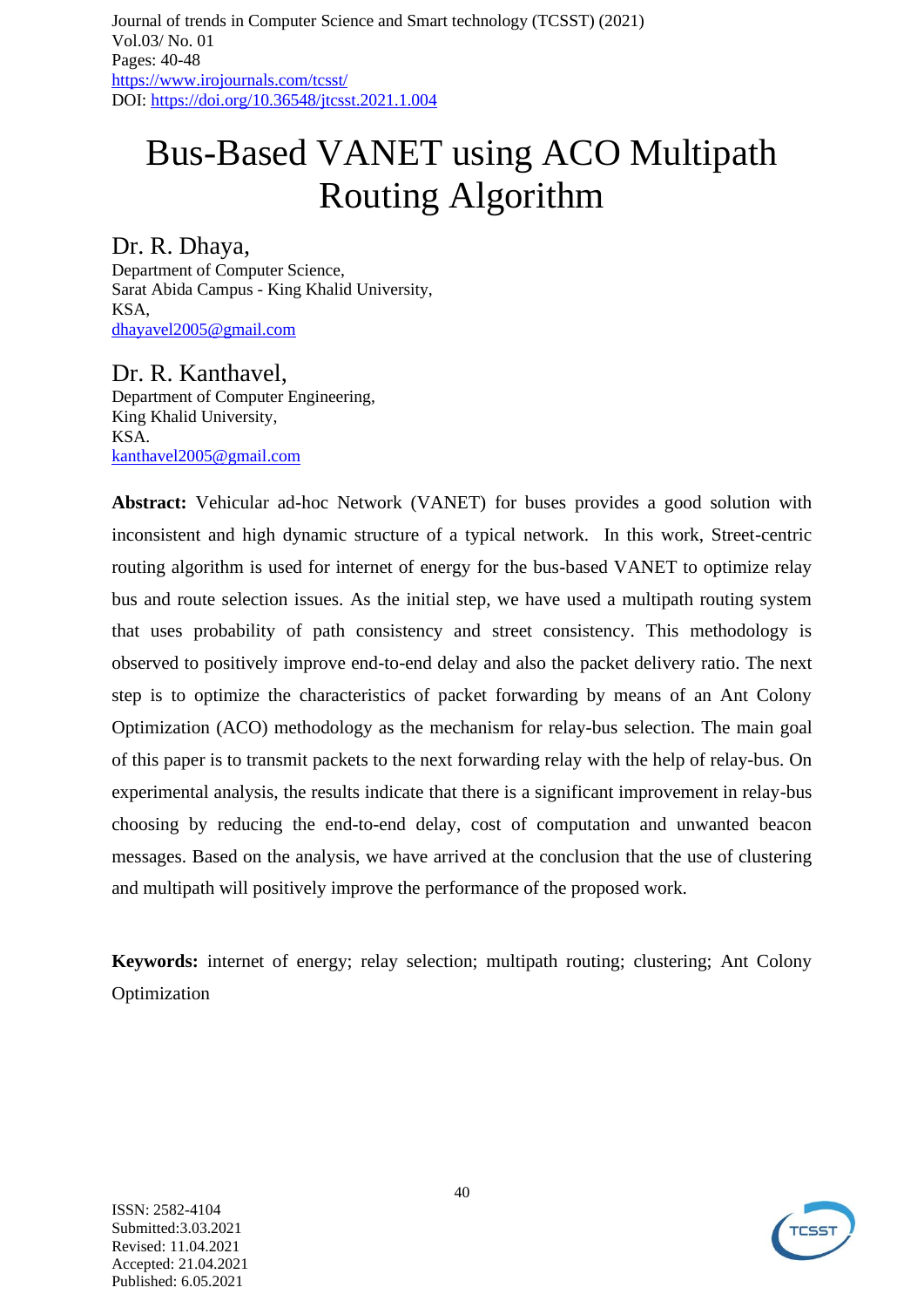# Bus-Based VANET using ACO Multipath Routing Algorithm

**Dr. R. Dhaya,**
Department of Computer Science,
Sarat Abida Campus - King Khalid University,
KSA,
dhayavel2005@gmail.com

**Dr. R. Kanthavel,**
Department of Computer Engineering,
King Khalid University,
KSA.
kanthavel2005@gmail.com

**Abstract:** Vehicular ad-hoc Network (VANET) for buses provides a good solution with inconsistent and high dynamic structure of a typical network. In this work, Street-centric routing algorithm is used for internet of energy for the bus-based VANET to optimize relay bus and route selection issues. As the initial step, we have used a multipath routing system that uses probability of path consistency and street consistency. This methodology is observed to positively improve end-to-end delay and also the packet delivery ratio. The next step is to optimize the characteristics of packet forwarding by means of an Ant Colony Optimization (ACO) methodology as the mechanism for relay-bus selection. The main goal of this paper is to transmit packets to the next forwarding relay with the help of relay-bus. On experimental analysis, the results indicate that there is a significant improvement in relay-bus choosing by reducing the end-to-end delay, cost of computation and unwanted beacon messages. Based on the analysis, we have arrived at the conclusion that the use of clustering and multipath will positively improve the performance of the proposed work.

**Keywords:** internet of energy; relay selection; multipath routing; clustering; Ant Colony Optimization

ISSN: 2582-4104
Submitted:3.03.2021
Revised: 11.04.2021
Accepted: 21.04.2021
Published: 6.05.2021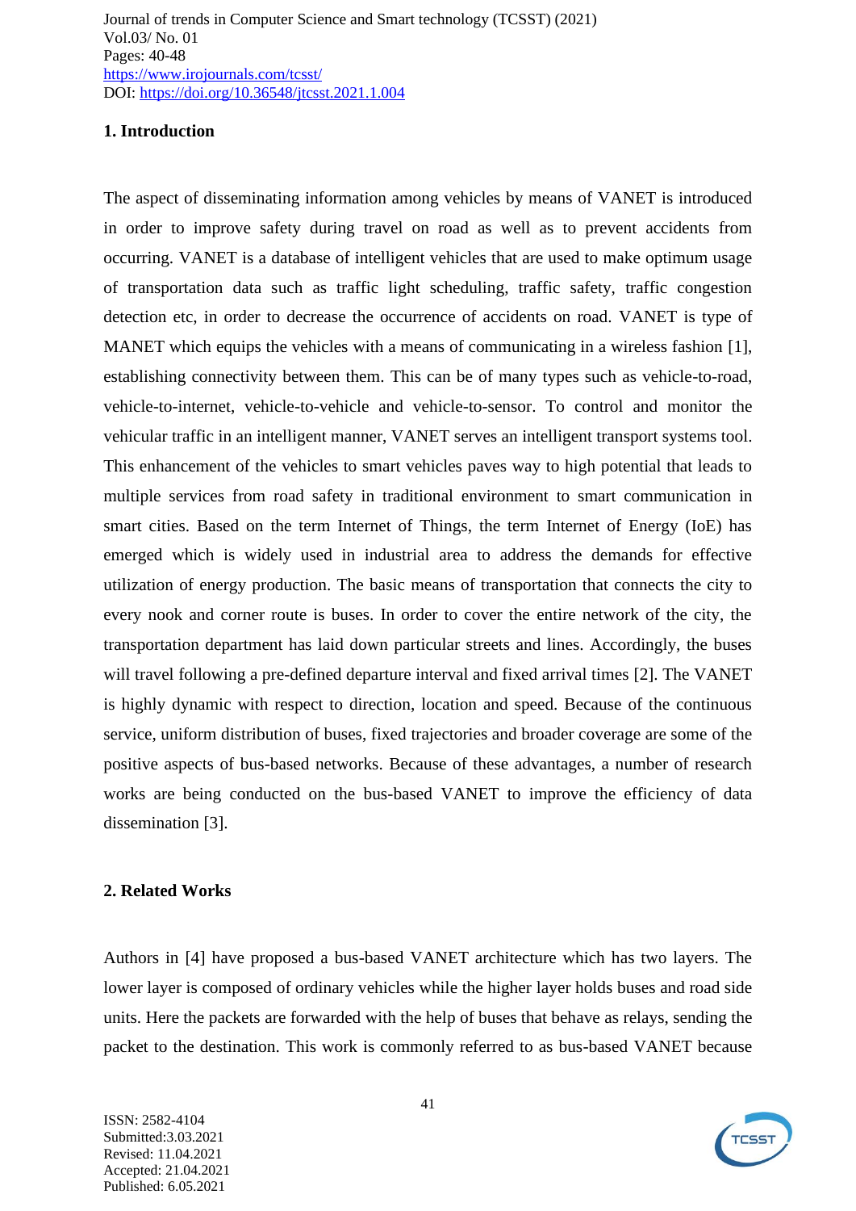## 1. Introduction

The aspect of disseminating information among vehicles by means of VANET is introduced in order to improve safety during travel on road as well as to prevent accidents from occurring. VANET is a database of intelligent vehicles that are used to make optimum usage of transportation data such as traffic light scheduling, traffic safety, traffic congestion detection etc, in order to decrease the occurrence of accidents on road. VANET is type of MANET which equips the vehicles with a means of communicating in a wireless fashion [1], establishing connectivity between them. This can be of many types such as vehicle-to-road, vehicle-to-internet, vehicle-to-vehicle and vehicle-to-sensor. To control and monitor the vehicular traffic in an intelligent manner, VANET serves an intelligent transport systems tool. This enhancement of the vehicles to smart vehicles paves way to high potential that leads to multiple services from road safety in traditional environment to smart communication in smart cities. Based on the term Internet of Things, the term Internet of Energy (IoE) has emerged which is widely used in industrial area to address the demands for effective utilization of energy production. The basic means of transportation that connects the city to every nook and corner route is buses. In order to cover the entire network of the city, the transportation department has laid down particular streets and lines. Accordingly, the buses will travel following a pre-defined departure interval and fixed arrival times [2]. The VANET is highly dynamic with respect to direction, location and speed. Because of the continuous service, uniform distribution of buses, fixed trajectories and broader coverage are some of the positive aspects of bus-based networks. Because of these advantages, a number of research works are being conducted on the bus-based VANET to improve the efficiency of data dissemination [3].

## 2. Related Works

Authors in [4] have proposed a bus-based VANET architecture which has two layers. The lower layer is composed of ordinary vehicles while the higher layer holds buses and road side units. Here the packets are forwarded with the help of buses that behave as relays, sending the packet to the destination. This work is commonly referred to as bus-based VANET because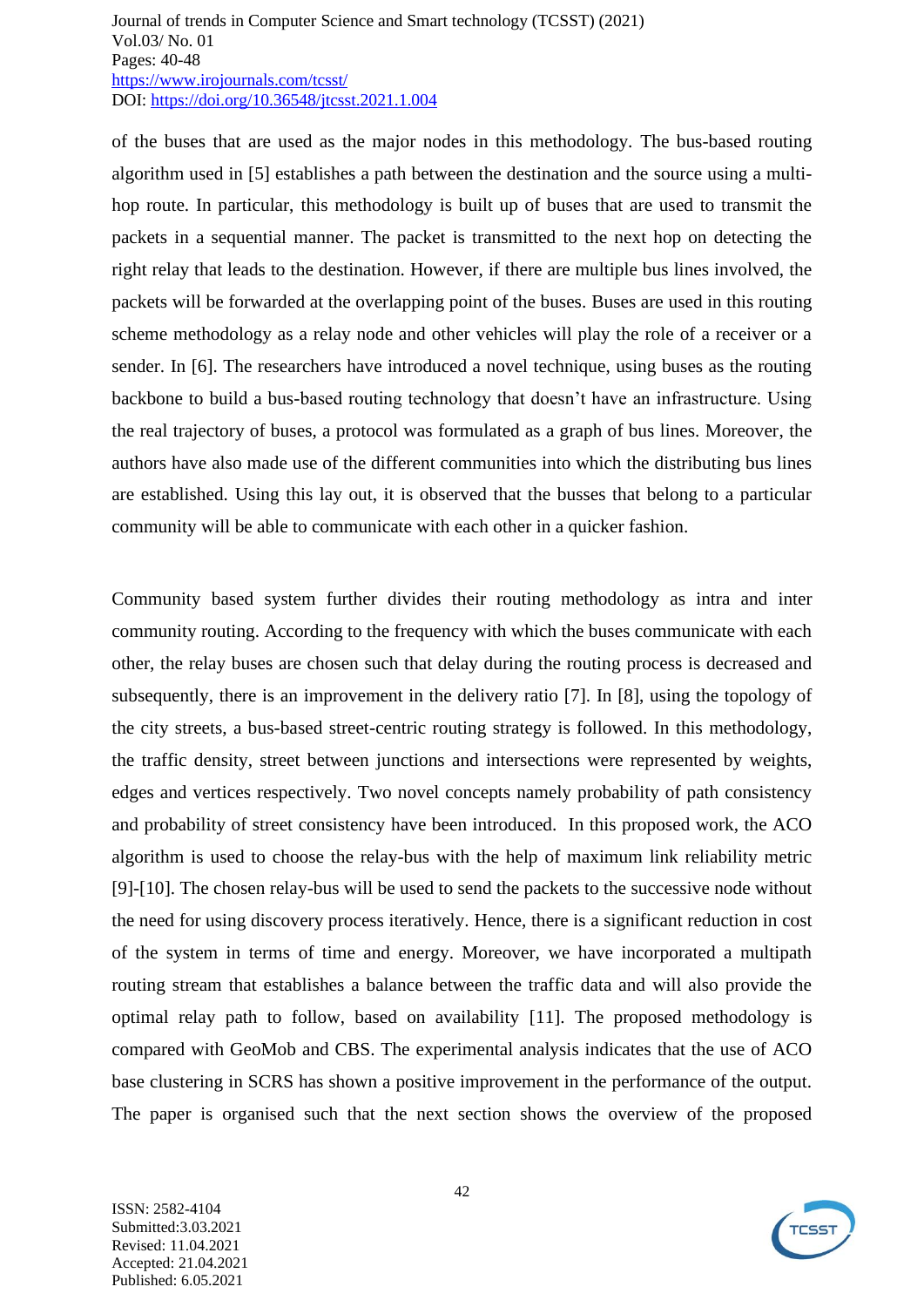of the buses that are used as the major nodes in this methodology. The bus-based routing algorithm used in [5] establishes a path between the destination and the source using a multi-hop route. In particular, this methodology is built up of buses that are used to transmit the packets in a sequential manner. The packet is transmitted to the next hop on detecting the right relay that leads to the destination. However, if there are multiple bus lines involved, the packets will be forwarded at the overlapping point of the buses. Buses are used in this routing scheme methodology as a relay node and other vehicles will play the role of a receiver or a sender. In [6]. The researchers have introduced a novel technique, using buses as the routing backbone to build a bus-based routing technology that doesn't have an infrastructure. Using the real trajectory of buses, a protocol was formulated as a graph of bus lines. Moreover, the authors have also made use of the different communities into which the distributing bus lines are established. Using this lay out, it is observed that the busses that belong to a particular community will be able to communicate with each other in a quicker fashion.

Community based system further divides their routing methodology as intra and inter community routing. According to the frequency with which the buses communicate with each other, the relay buses are chosen such that delay during the routing process is decreased and subsequently, there is an improvement in the delivery ratio [7]. In [8], using the topology of the city streets, a bus-based street-centric routing strategy is followed. In this methodology, the traffic density, street between junctions and intersections were represented by weights, edges and vertices respectively. Two novel concepts namely probability of path consistency and probability of street consistency have been introduced. In this proposed work, the ACO algorithm is used to choose the relay-bus with the help of maximum link reliability metric [9]-[10]. The chosen relay-bus will be used to send the packets to the successive node without the need for using discovery process iteratively. Hence, there is a significant reduction in cost of the system in terms of time and energy. Moreover, we have incorporated a multipath routing stream that establishes a balance between the traffic data and will also provide the optimal relay path to follow, based on availability [11]. The proposed methodology is compared with GeoMob and CBS. The experimental analysis indicates that the use of ACO base clustering in SCRS has shown a positive improvement in the performance of the output. The paper is organised such that the next section shows the overview of the proposed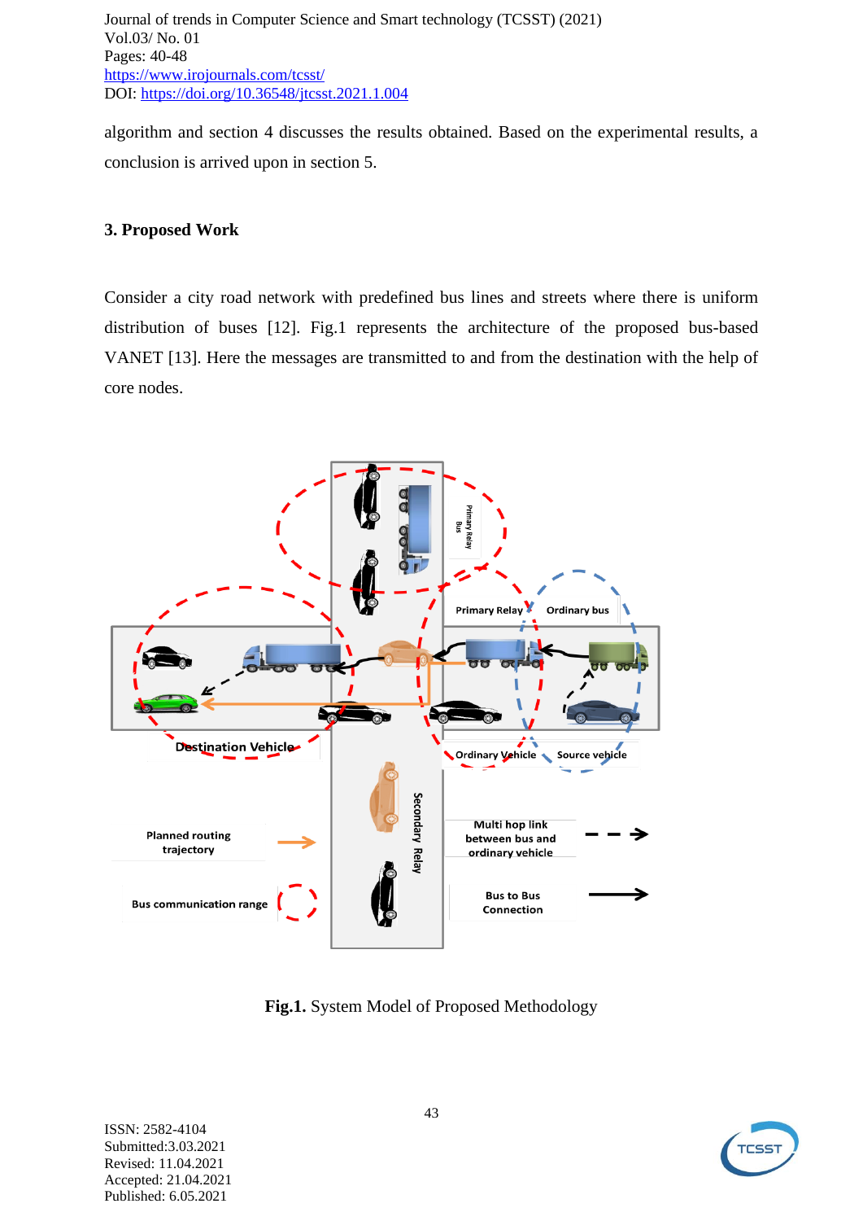algorithm and section 4 discusses the results obtained. Based on the experimental results, a conclusion is arrived upon in section 5.

## 3. Proposed Work

Consider a city road network with predefined bus lines and streets where there is uniform distribution of buses [12]. Fig.1 represents the architecture of the proposed bus-based VANET [13]. Here the messages are transmitted to and from the destination with the help of core nodes.

**Fig.1.** System Model of Proposed Methodology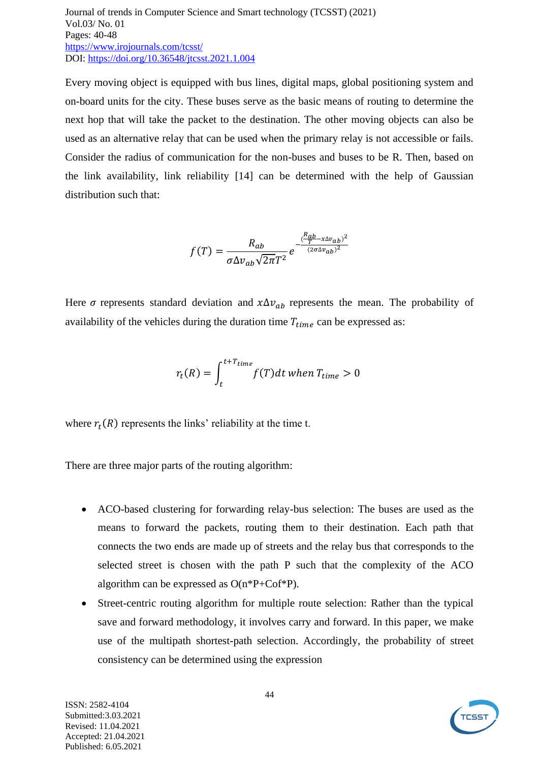Every moving object is equipped with bus lines, digital maps, global positioning system and on-board units for the city. These buses serve as the basic means of routing to determine the next hop that will take the packet to the destination. The other moving objects can also be used as an alternative relay that can be used when the primary relay is not accessible or fails. Consider the radius of communication for the non-buses and buses to be R. Then, based on the link availability, link reliability [14] can be determined with the help of Gaussian distribution such that:

$$f(T) = \frac{R_{ab}}{\sigma \Delta v_{ab} \sqrt{2\pi T^2}} e^{-\frac{(\frac{R_{ab}}{T} - x\Delta v_{ab})^2}{(2\sigma \Delta v_{ab})^2}}$$

Here $\sigma$ represents standard deviation and $x\Delta v_{ab}$ represents the mean. The probability of availability of the vehicles during the duration time $T_{time}$ can be expressed as:

$$r_t(R) = \int_t^{t+T_{time}} f(T)dt \; when \; T_{time} > 0$$

where $r_t(R)$ represents the links' reliability at the time t.

There are three major parts of the routing algorithm:

- ACO-based clustering for forwarding relay-bus selection: The buses are used as the means to forward the packets, routing them to their destination. Each path that connects the two ends are made up of streets and the relay bus that corresponds to the selected street is chosen with the path P such that the complexity of the ACO algorithm can be expressed as O(n*P+Cof*P).
- Street-centric routing algorithm for multiple route selection: Rather than the typical save and forward methodology, it involves carry and forward. In this paper, we make use of the multipath shortest-path selection. Accordingly, the probability of street consistency can be determined using the expression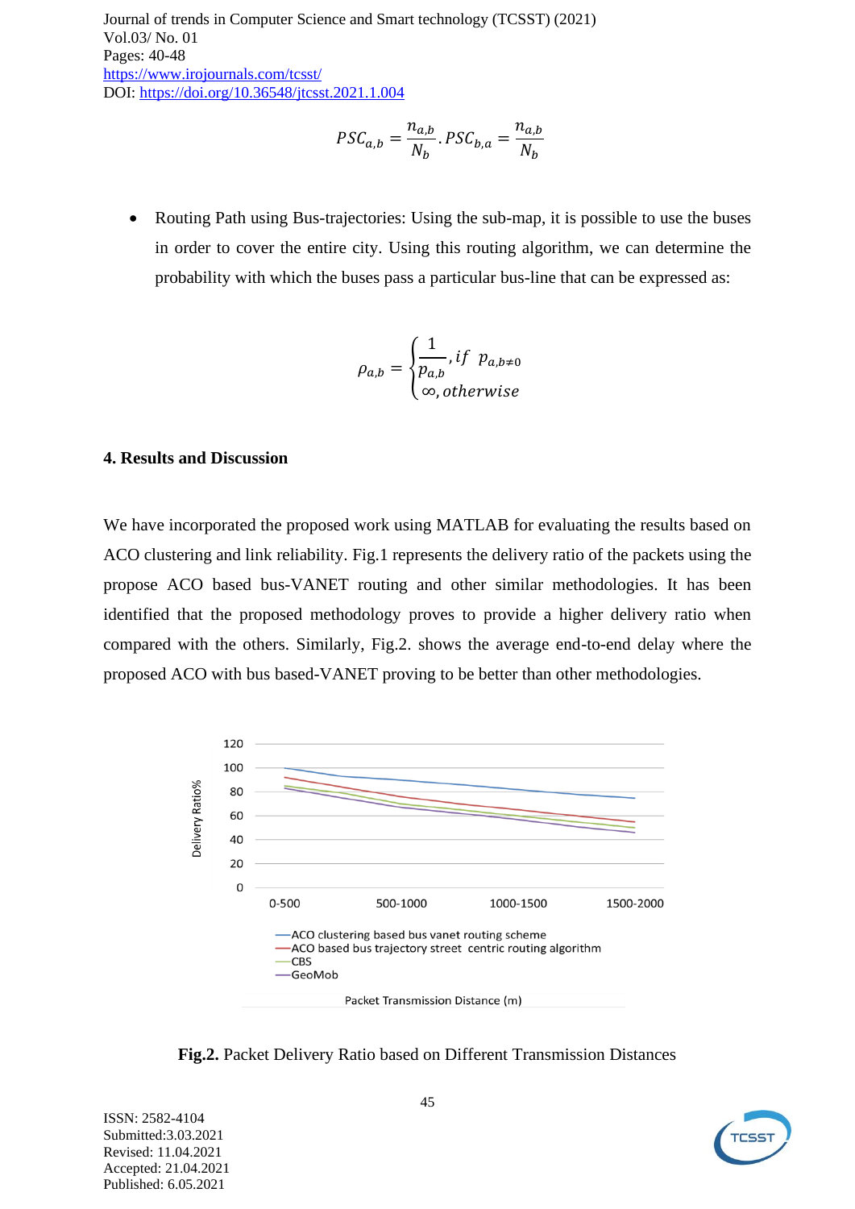$$PSC_{a,b} = \frac{n_{a,b}}{N_b}.PSC_{b,a} = \frac{n_{a,b}}{N_b}$$

- Routing Path using Bus-trajectories: Using the sub-map, it is possible to use the buses in order to cover the entire city. Using this routing algorithm, we can determine the probability with which the buses pass a particular bus-line that can be expressed as:

$$\rho_{a,b} = \begin{cases} \frac{1}{p_{a,b}}, if \ p_{a,b \neq 0} \\ \infty, otherwise \end{cases}$$

## 4. Results and Discussion

We have incorporated the proposed work using MATLAB for evaluating the results based on ACO clustering and link reliability. Fig.1 represents the delivery ratio of the packets using the propose ACO based bus-VANET routing and other similar methodologies. It has been identified that the proposed methodology proves to provide a higher delivery ratio when compared with the others. Similarly, Fig.2. shows the average end-to-end delay where the proposed ACO with bus based-VANET proving to be better than other methodologies.

**Fig.2.** Packet Delivery Ratio based on Different Transmission Distances

ISSN: 2582-4104
Submitted:3.03.2021
Revised: 11.04.2021
Accepted: 21.04.2021
Published: 6.05.2021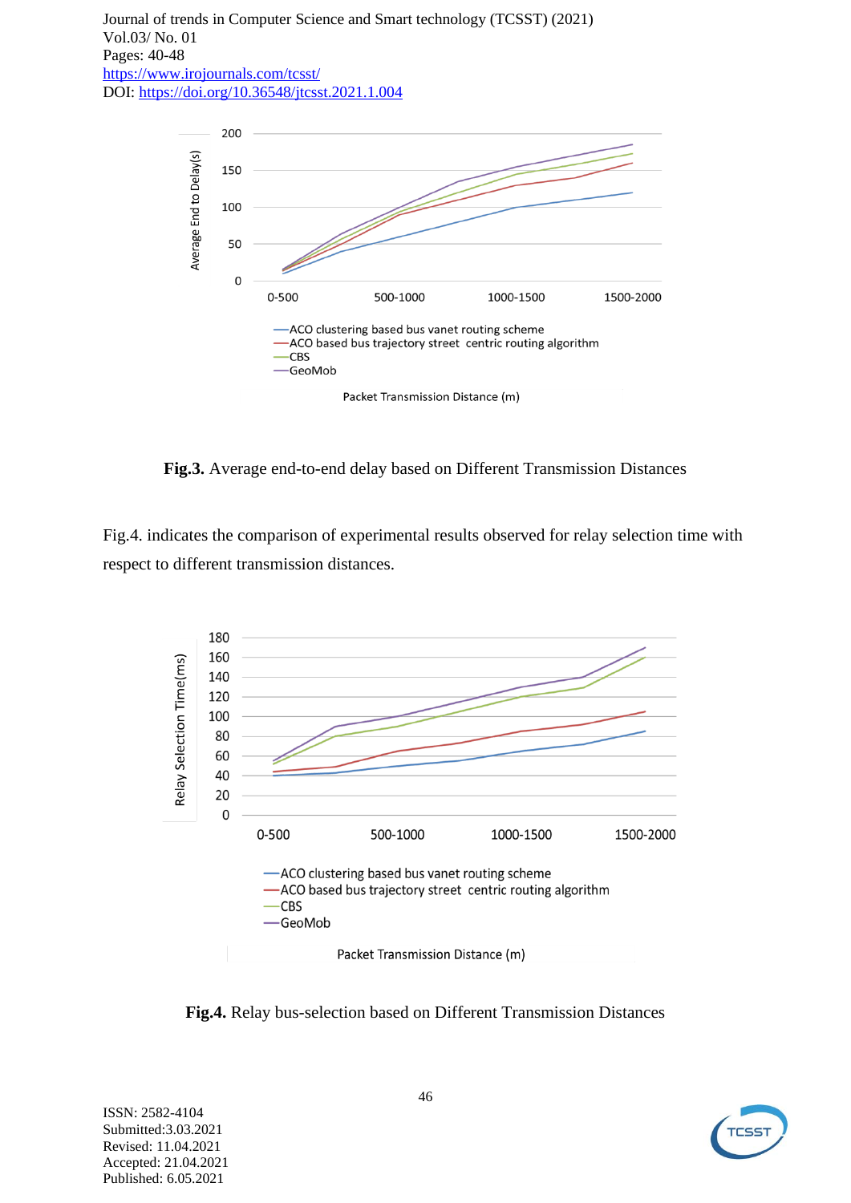**Fig.3.** Average end-to-end delay based on Different Transmission Distances

Fig.4. indicates the comparison of experimental results observed for relay selection time with respect to different transmission distances.

**Fig.4.** Relay bus-selection based on Different Transmission Distances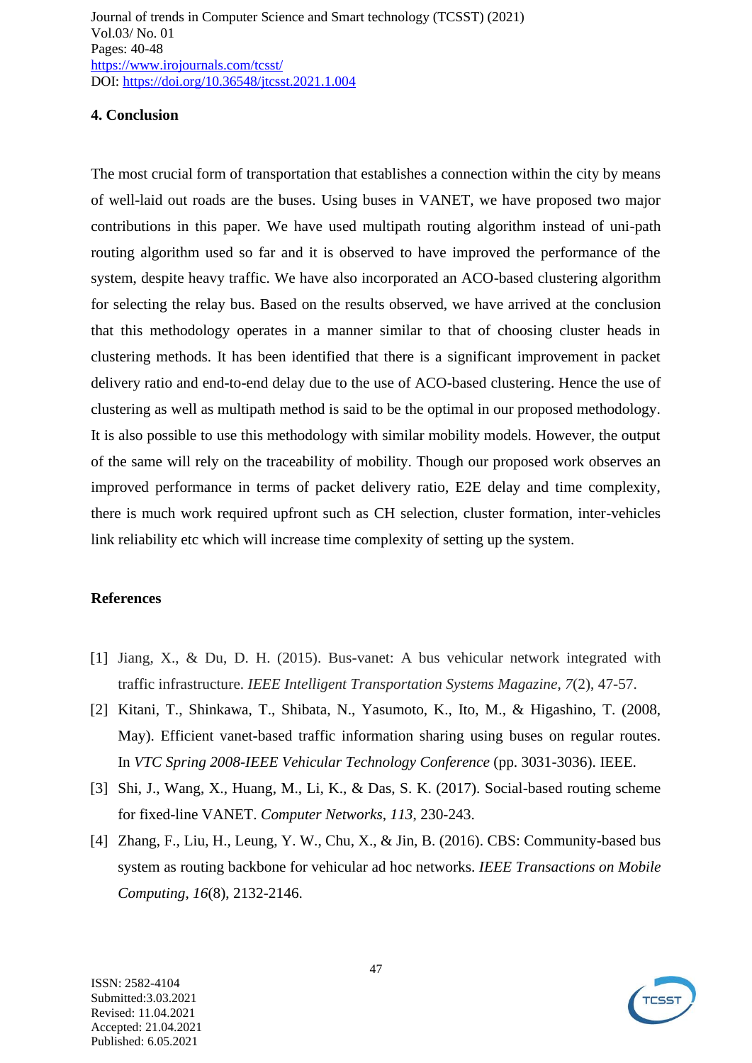## 4. Conclusion

The most crucial form of transportation that establishes a connection within the city by means of well-laid out roads are the buses. Using buses in VANET, we have proposed two major contributions in this paper. We have used multipath routing algorithm instead of uni-path routing algorithm used so far and it is observed to have improved the performance of the system, despite heavy traffic. We have also incorporated an ACO-based clustering algorithm for selecting the relay bus. Based on the results observed, we have arrived at the conclusion that this methodology operates in a manner similar to that of choosing cluster heads in clustering methods. It has been identified that there is a significant improvement in packet delivery ratio and end-to-end delay due to the use of ACO-based clustering. Hence the use of clustering as well as multipath method is said to be the optimal in our proposed methodology. It is also possible to use this methodology with similar mobility models. However, the output of the same will rely on the traceability of mobility. Though our proposed work observes an improved performance in terms of packet delivery ratio, E2E delay and time complexity, there is much work required upfront such as CH selection, cluster formation, inter-vehicles link reliability etc which will increase time complexity of setting up the system.

## References

[1] Jiang, X., & Du, D. H. (2015). Bus-vanet: A bus vehicular network integrated with traffic infrastructure. *IEEE Intelligent Transportation Systems Magazine*, *7*(2), 47-57.

[2] Kitani, T., Shinkawa, T., Shibata, N., Yasumoto, K., Ito, M., & Higashino, T. (2008, May). Efficient vanet-based traffic information sharing using buses on regular routes. In *VTC Spring 2008-IEEE Vehicular Technology Conference* (pp. 3031-3036). IEEE.

[3] Shi, J., Wang, X., Huang, M., Li, K., & Das, S. K. (2017). Social-based routing scheme for fixed-line VANET. *Computer Networks*, *113*, 230-243.

[4] Zhang, F., Liu, H., Leung, Y. W., Chu, X., & Jin, B. (2016). CBS: Community-based bus system as routing backbone for vehicular ad hoc networks. *IEEE Transactions on Mobile Computing*, *16*(8), 2132-2146.

ISSN: 2582-4104
Submitted:3.03.2021
Revised: 11.04.2021
Accepted: 21.04.2021
Published: 6.05.2021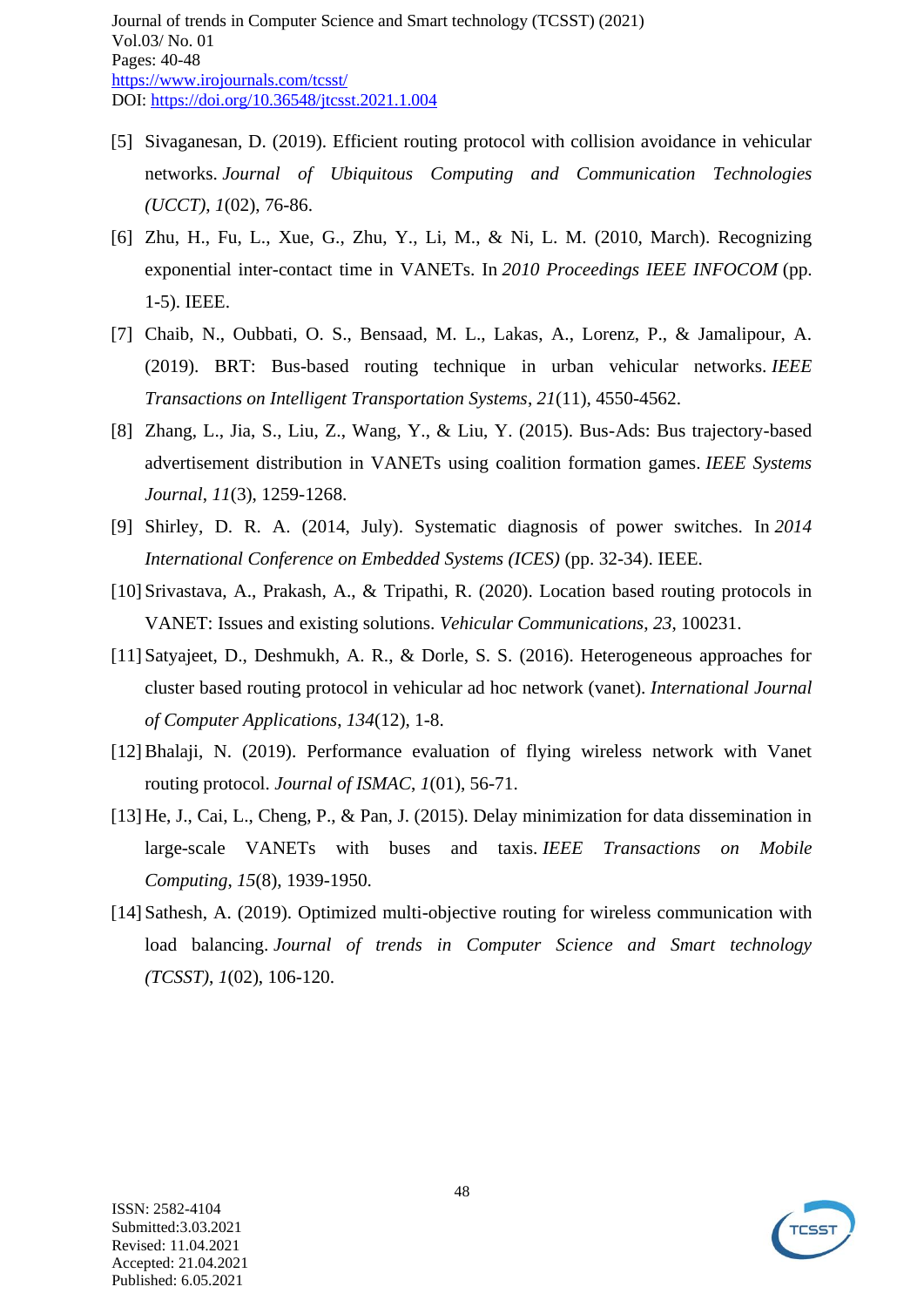[5] Sivaganesan, D. (2019). Efficient routing protocol with collision avoidance in vehicular networks. *Journal of Ubiquitous Computing and Communication Technologies (UCCT)*, *1*(02), 76-86.

[6] Zhu, H., Fu, L., Xue, G., Zhu, Y., Li, M., & Ni, L. M. (2010, March). Recognizing exponential inter-contact time in VANETs. In *2010 Proceedings IEEE INFOCOM* (pp. 1-5). IEEE.

[7] Chaib, N., Oubbati, O. S., Bensaad, M. L., Lakas, A., Lorenz, P., & Jamalipour, A. (2019). BRT: Bus-based routing technique in urban vehicular networks. *IEEE Transactions on Intelligent Transportation Systems*, *21*(11), 4550-4562.

[8] Zhang, L., Jia, S., Liu, Z., Wang, Y., & Liu, Y. (2015). Bus-Ads: Bus trajectory-based advertisement distribution in VANETs using coalition formation games. *IEEE Systems Journal*, *11*(3), 1259-1268.

[9] Shirley, D. R. A. (2014, July). Systematic diagnosis of power switches. In *2014 International Conference on Embedded Systems (ICES)* (pp. 32-34). IEEE.

[10] Srivastava, A., Prakash, A., & Tripathi, R. (2020). Location based routing protocols in VANET: Issues and existing solutions. *Vehicular Communications*, *23*, 100231.

[11] Satyajeet, D., Deshmukh, A. R., & Dorle, S. S. (2016). Heterogeneous approaches for cluster based routing protocol in vehicular ad hoc network (vanet). *International Journal of Computer Applications*, *134*(12), 1-8.

[12] Bhalaji, N. (2019). Performance evaluation of flying wireless network with Vanet routing protocol. *Journal of ISMAC*, *1*(01), 56-71.

[13] He, J., Cai, L., Cheng, P., & Pan, J. (2015). Delay minimization for data dissemination in large-scale VANETs with buses and taxis. *IEEE Transactions on Mobile Computing*, *15*(8), 1939-1950.

[14] Sathesh, A. (2019). Optimized multi-objective routing for wireless communication with load balancing. *Journal of trends in Computer Science and Smart technology (TCSST)*, *1*(02), 106-120.

ISSN: 2582-4104
Submitted:3.03.2021
Revised: 11.04.2021
Accepted: 21.04.2021
Published: 6.05.2021